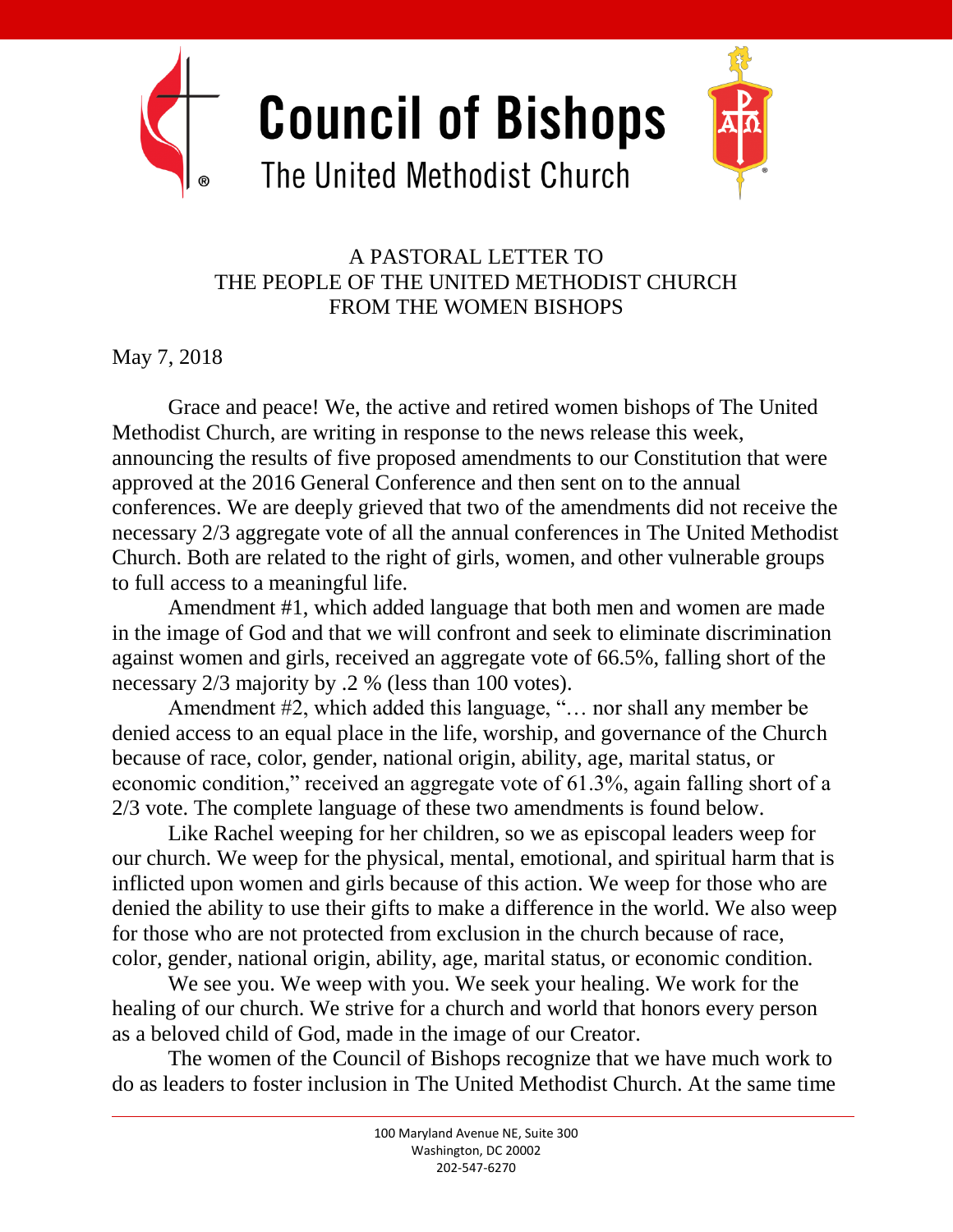# Council of Bishops

## The United Methodist Church

A PASTORAL LETTER TO
THE PEOPLE OF THE UNITED METHODIST CHURCH
FROM THE WOMEN BISHOPS

May 7, 2018

Grace and peace! We, the active and retired women bishops of The United Methodist Church, are writing in response to the news release this week, announcing the results of five proposed amendments to our Constitution that were approved at the 2016 General Conference and then sent on to the annual conferences. We are deeply grieved that two of the amendments did not receive the necessary 2/3 aggregate vote of all the annual conferences in The United Methodist Church. Both are related to the right of girls, women, and other vulnerable groups to full access to a meaningful life.

Amendment #1, which added language that both men and women are made in the image of God and that we will confront and seek to eliminate discrimination against women and girls, received an aggregate vote of 66.5%, falling short of the necessary 2/3 majority by .2 % (less than 100 votes).

Amendment #2, which added this language, "… nor shall any member be denied access to an equal place in the life, worship, and governance of the Church because of race, color, gender, national origin, ability, age, marital status, or economic condition," received an aggregate vote of 61.3%, again falling short of a 2/3 vote. The complete language of these two amendments is found below.

Like Rachel weeping for her children, so we as episcopal leaders weep for our church. We weep for the physical, mental, emotional, and spiritual harm that is inflicted upon women and girls because of this action. We weep for those who are denied the ability to use their gifts to make a difference in the world. We also weep for those who are not protected from exclusion in the church because of race, color, gender, national origin, ability, age, marital status, or economic condition.

We see you. We weep with you. We seek your healing. We work for the healing of our church. We strive for a church and world that honors every person as a beloved child of God, made in the image of our Creator.

The women of the Council of Bishops recognize that we have much work to do as leaders to foster inclusion in The United Methodist Church. At the same time

100 Maryland Avenue NE, Suite 300
Washington, DC 20002
202-547-6270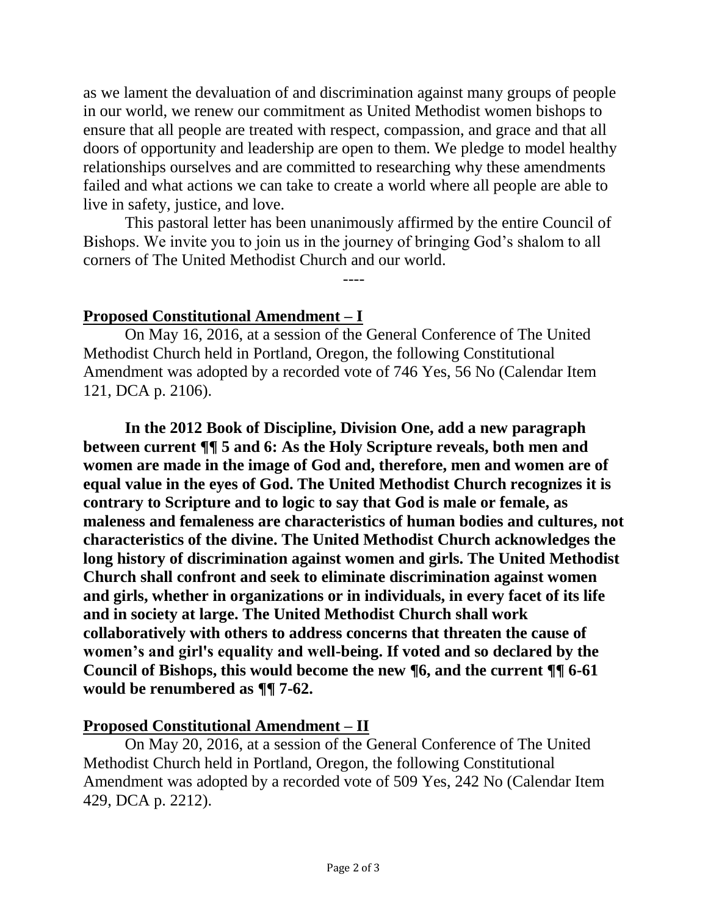as we lament the devaluation of and discrimination against many groups of people in our world, we renew our commitment as United Methodist women bishops to ensure that all people are treated with respect, compassion, and grace and that all doors of opportunity and leadership are open to them. We pledge to model healthy relationships ourselves and are committed to researching why these amendments failed and what actions we can take to create a world where all people are able to live in safety, justice, and love.

This pastoral letter has been unanimously affirmed by the entire Council of Bishops. We invite you to join us in the journey of bringing God's shalom to all corners of The United Methodist Church and our world.

----

## Proposed Constitutional Amendment – I

On May 16, 2016, at a session of the General Conference of The United Methodist Church held in Portland, Oregon, the following Constitutional Amendment was adopted by a recorded vote of 746 Yes, 56 No (Calendar Item 121, DCA p. 2106).

**In the 2012 Book of Discipline, Division One, add a new paragraph between current ¶¶ 5 and 6: As the Holy Scripture reveals, both men and women are made in the image of God and, therefore, men and women are of equal value in the eyes of God. The United Methodist Church recognizes it is contrary to Scripture and to logic to say that God is male or female, as maleness and femaleness are characteristics of human bodies and cultures, not characteristics of the divine. The United Methodist Church acknowledges the long history of discrimination against women and girls. The United Methodist Church shall confront and seek to eliminate discrimination against women and girls, whether in organizations or in individuals, in every facet of its life and in society at large. The United Methodist Church shall work collaboratively with others to address concerns that threaten the cause of women's and girl's equality and well-being. If voted and so declared by the Council of Bishops, this would become the new ¶6, and the current ¶¶ 6-61 would be renumbered as ¶¶ 7-62.**

## Proposed Constitutional Amendment – II

On May 20, 2016, at a session of the General Conference of The United Methodist Church held in Portland, Oregon, the following Constitutional Amendment was adopted by a recorded vote of 509 Yes, 242 No (Calendar Item 429, DCA p. 2212).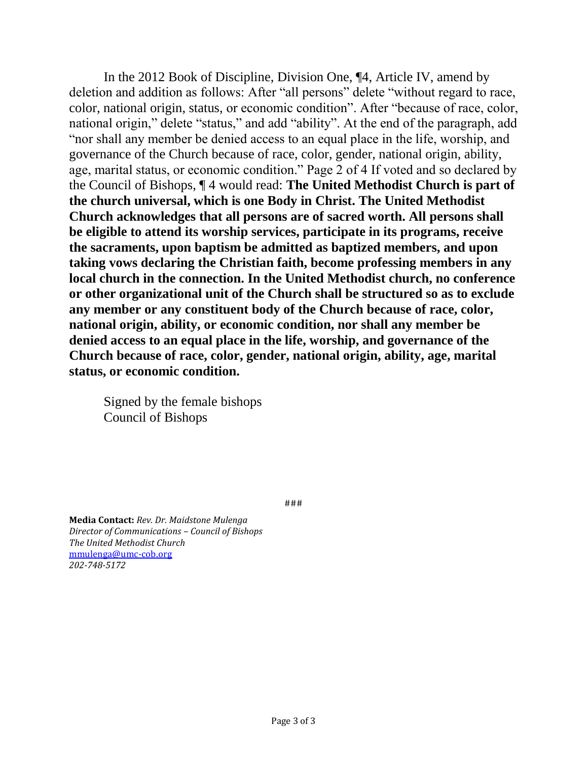In the 2012 Book of Discipline, Division One, ¶4, Article IV, amend by deletion and addition as follows: After "all persons" delete "without regard to race, color, national origin, status, or economic condition". After "because of race, color, national origin," delete "status," and add "ability". At the end of the paragraph, add "nor shall any member be denied access to an equal place in the life, worship, and governance of the Church because of race, color, gender, national origin, ability, age, marital status, or economic condition." Page 2 of 4 If voted and so declared by the Council of Bishops, ¶ 4 would read: **The United Methodist Church is part of the church universal, which is one Body in Christ. The United Methodist Church acknowledges that all persons are of sacred worth. All persons shall be eligible to attend its worship services, participate in its programs, receive the sacraments, upon baptism be admitted as baptized members, and upon taking vows declaring the Christian faith, become professing members in any local church in the connection. In the United Methodist church, no conference or other organizational unit of the Church shall be structured so as to exclude any member or any constituent body of the Church because of race, color, national origin, ability, or economic condition, nor shall any member be denied access to an equal place in the life, worship, and governance of the Church because of race, color, gender, national origin, ability, age, marital status, or economic condition.**

Signed by the female bishops
Council of Bishops

###

**Media Contact:** *Rev. Dr. Maidstone Mulenga*
*Director of Communications – Council of Bishops*
*The United Methodist Church*
mmulenga@umc-cob.org
*202-748-5172*